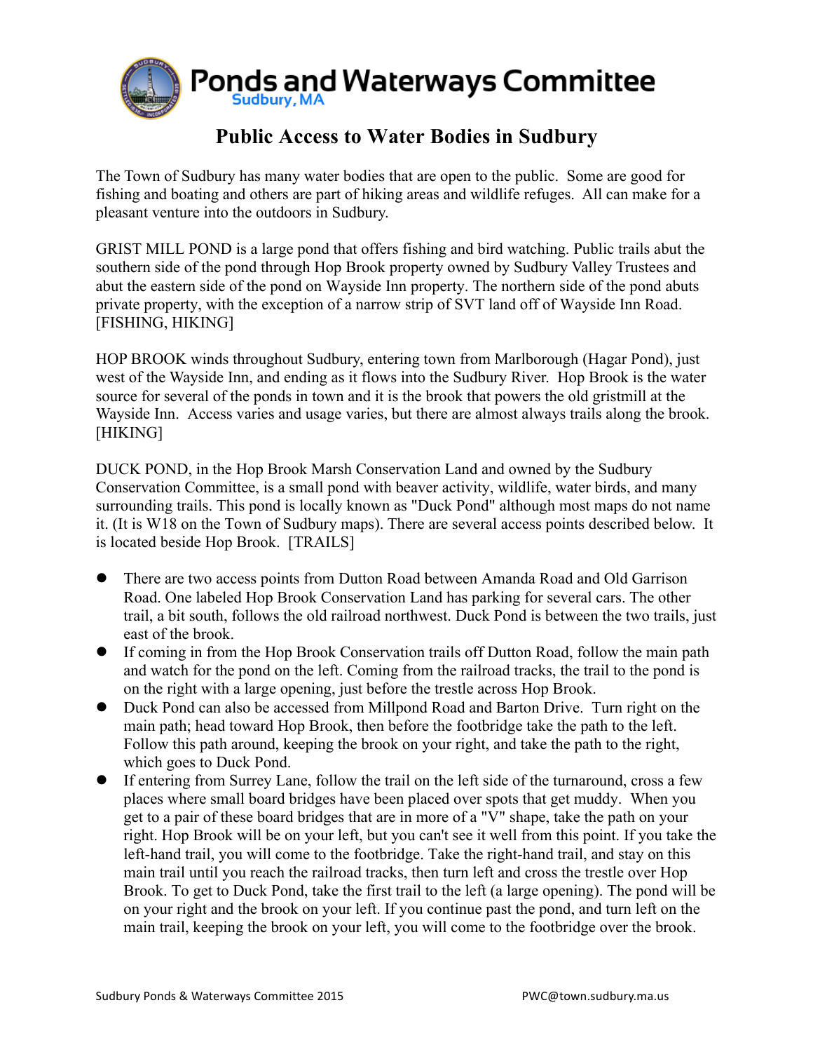# Ponds and Waterways Committee

Sudbury, MA

## Public Access to Water Bodies in Sudbury

The Town of Sudbury has many water bodies that are open to the public. Some are good for fishing and boating and others are part of hiking areas and wildlife refuges. All can make for a pleasant venture into the outdoors in Sudbury.

GRIST MILL POND is a large pond that offers fishing and bird watching. Public trails abut the southern side of the pond through Hop Brook property owned by Sudbury Valley Trustees and abut the eastern side of the pond on Wayside Inn property. The northern side of the pond abuts private property, with the exception of a narrow strip of SVT land off of Wayside Inn Road. [FISHING, HIKING]

HOP BROOK winds throughout Sudbury, entering town from Marlborough (Hagar Pond), just west of the Wayside Inn, and ending as it flows into the Sudbury River. Hop Brook is the water source for several of the ponds in town and it is the brook that powers the old gristmill at the Wayside Inn. Access varies and usage varies, but there are almost always trails along the brook. [HIKING]

DUCK POND, in the Hop Brook Marsh Conservation Land and owned by the Sudbury Conservation Committee, is a small pond with beaver activity, wildlife, water birds, and many surrounding trails. This pond is locally known as "Duck Pond" although most maps do not name it. (It is W18 on the Town of Sudbury maps). There are several access points described below. It is located beside Hop Brook. [TRAILS]

- There are two access points from Dutton Road between Amanda Road and Old Garrison Road. One labeled Hop Brook Conservation Land has parking for several cars. The other trail, a bit south, follows the old railroad northwest. Duck Pond is between the two trails, just east of the brook.
- If coming in from the Hop Brook Conservation trails off Dutton Road, follow the main path and watch for the pond on the left. Coming from the railroad tracks, the trail to the pond is on the right with a large opening, just before the trestle across Hop Brook.
- Duck Pond can also be accessed from Millpond Road and Barton Drive. Turn right on the main path; head toward Hop Brook, then before the footbridge take the path to the left. Follow this path around, keeping the brook on your right, and take the path to the right, which goes to Duck Pond.
- If entering from Surrey Lane, follow the trail on the left side of the turnaround, cross a few places where small board bridges have been placed over spots that get muddy. When you get to a pair of these board bridges that are in more of a "V" shape, take the path on your right. Hop Brook will be on your left, but you can't see it well from this point. If you take the left-hand trail, you will come to the footbridge. Take the right-hand trail, and stay on this main trail until you reach the railroad tracks, then turn left and cross the trestle over Hop Brook. To get to Duck Pond, take the first trail to the left (a large opening). The pond will be on your right and the brook on your left. If you continue past the pond, and turn left on the main trail, keeping the brook on your left, you will come to the footbridge over the brook.

Sudbury Ponds & Waterways Committee 2015 PWC@town.sudbury.ma.us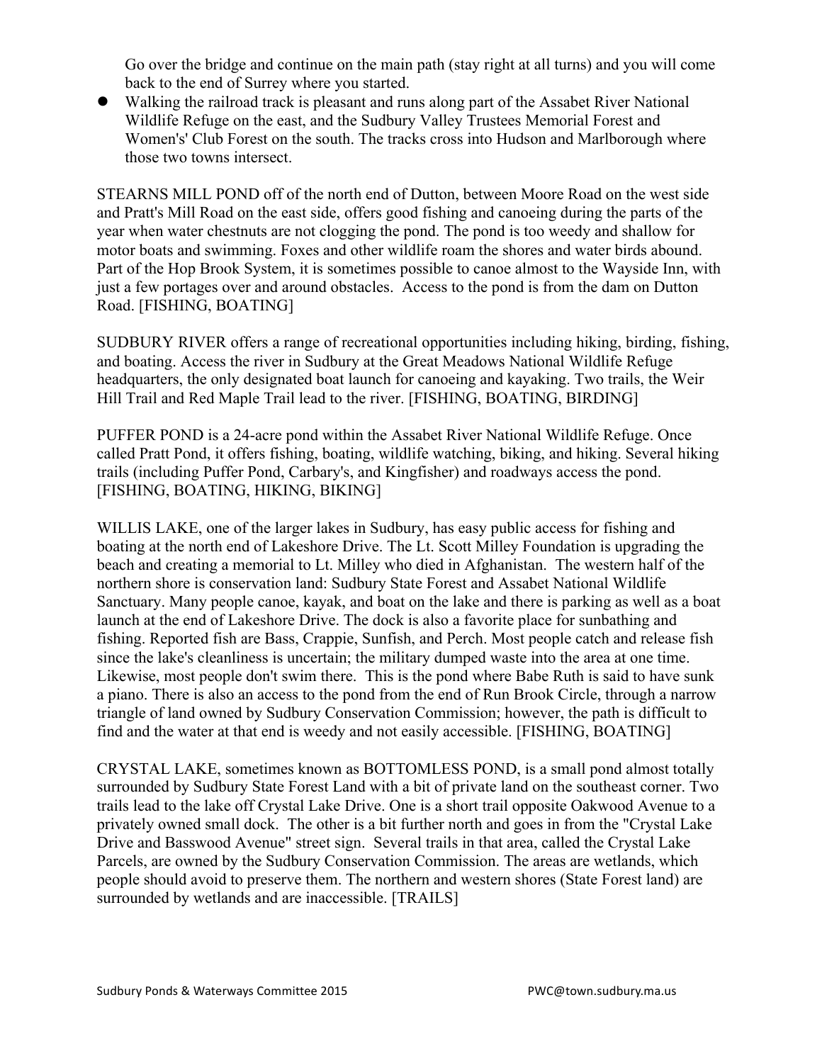Go over the bridge and continue on the main path (stay right at all turns) and you will come back to the end of Surrey where you started.

- Walking the railroad track is pleasant and runs along part of the Assabet River National Wildlife Refuge on the east, and the Sudbury Valley Trustees Memorial Forest and Women's' Club Forest on the south. The tracks cross into Hudson and Marlborough where those two towns intersect.

STEARNS MILL POND off of the north end of Dutton, between Moore Road on the west side and Pratt's Mill Road on the east side, offers good fishing and canoeing during the parts of the year when water chestnuts are not clogging the pond. The pond is too weedy and shallow for motor boats and swimming. Foxes and other wildlife roam the shores and water birds abound. Part of the Hop Brook System, it is sometimes possible to canoe almost to the Wayside Inn, with just a few portages over and around obstacles. Access to the pond is from the dam on Dutton Road. [FISHING, BOATING]

SUDBURY RIVER offers a range of recreational opportunities including hiking, birding, fishing, and boating. Access the river in Sudbury at the Great Meadows National Wildlife Refuge headquarters, the only designated boat launch for canoeing and kayaking. Two trails, the Weir Hill Trail and Red Maple Trail lead to the river. [FISHING, BOATING, BIRDING]

PUFFER POND is a 24-acre pond within the Assabet River National Wildlife Refuge. Once called Pratt Pond, it offers fishing, boating, wildlife watching, biking, and hiking. Several hiking trails (including Puffer Pond, Carbary's, and Kingfisher) and roadways access the pond. [FISHING, BOATING, HIKING, BIKING]

WILLIS LAKE, one of the larger lakes in Sudbury, has easy public access for fishing and boating at the north end of Lakeshore Drive. The Lt. Scott Milley Foundation is upgrading the beach and creating a memorial to Lt. Milley who died in Afghanistan. The western half of the northern shore is conservation land: Sudbury State Forest and Assabet National Wildlife Sanctuary. Many people canoe, kayak, and boat on the lake and there is parking as well as a boat launch at the end of Lakeshore Drive. The dock is also a favorite place for sunbathing and fishing. Reported fish are Bass, Crappie, Sunfish, and Perch. Most people catch and release fish since the lake's cleanliness is uncertain; the military dumped waste into the area at one time. Likewise, most people don't swim there. This is the pond where Babe Ruth is said to have sunk a piano. There is also an access to the pond from the end of Run Brook Circle, through a narrow triangle of land owned by Sudbury Conservation Commission; however, the path is difficult to find and the water at that end is weedy and not easily accessible. [FISHING, BOATING]

CRYSTAL LAKE, sometimes known as BOTTOMLESS POND, is a small pond almost totally surrounded by Sudbury State Forest Land with a bit of private land on the southeast corner. Two trails lead to the lake off Crystal Lake Drive. One is a short trail opposite Oakwood Avenue to a privately owned small dock. The other is a bit further north and goes in from the "Crystal Lake Drive and Basswood Avenue" street sign. Several trails in that area, called the Crystal Lake Parcels, are owned by the Sudbury Conservation Commission. The areas are wetlands, which people should avoid to preserve them. The northern and western shores (State Forest land) are surrounded by wetlands and are inaccessible. [TRAILS]